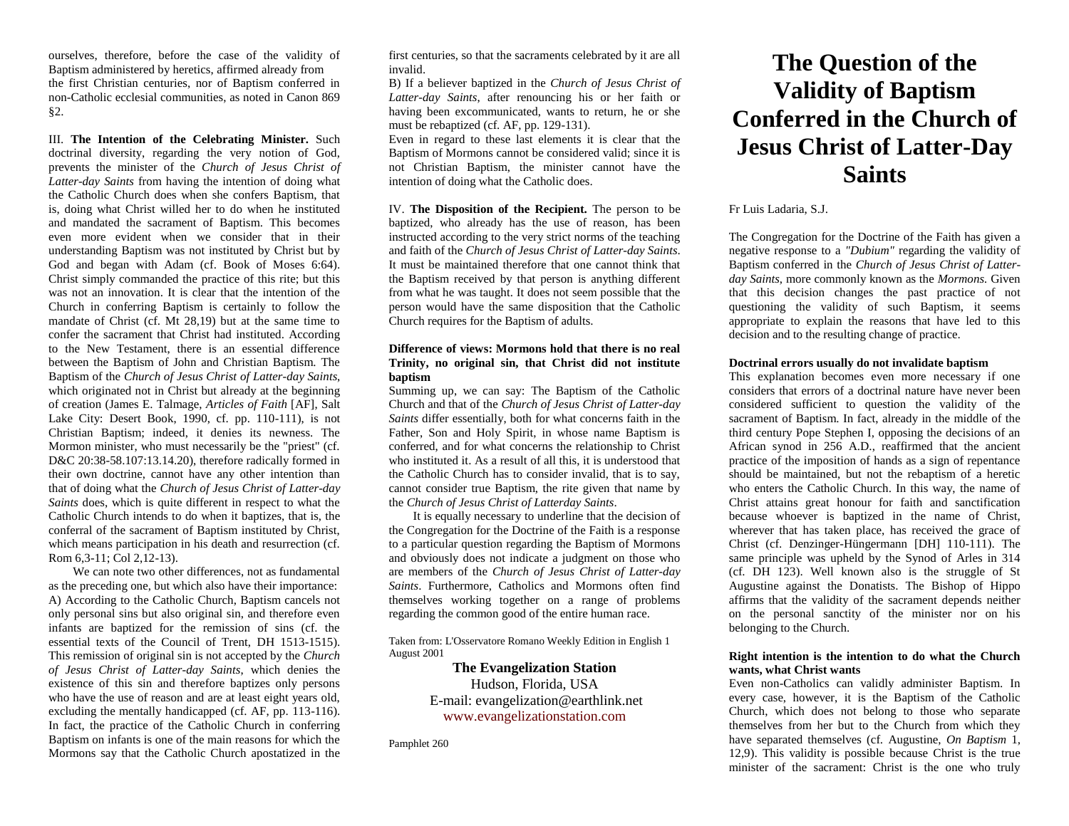ourselves, therefore, before the case of the validity of Baptism administered by heretics, affirmed already from the first Christian centuries, nor of Baptism conferred in non-Catholic ecclesial communities, as noted in Canon 869 §2.

III. **The Intention of the Celebrating Minister.** Such doctrinal diversity, regarding the very notion of God, prevents the minister of the *Church of Jesus Christ of Latter-day Saints* from having the intention of doing what the Catholic Church does when she confers Baptism, that is, doing what Christ willed her to do when he instituted and mandated the sacrament of Baptism. This becomes even more evident when we consider that in their understanding Baptism was not instituted by Christ but by God and began with Adam (cf. Book of Moses 6:64). Christ simply commanded the practice of this rite; but this was not an innovation. It is clear that the intention of the Church in conferring Baptism is certainly to follow the mandate of Christ (cf. Mt 28,19) but at the same time to confer the sacrament that Christ had instituted. According to the New Testament, there is an essential difference between the Baptism of John and Christian Baptism. The Baptism of the *Church of Jesus Christ of Latter-day Saints*, which originated not in Christ but already at the beginning of creation (James E. Talmage, *Articles of Faith* [AF], Salt Lake City: Desert Book, 1990, cf. pp. 110-111), is not Christian Baptism; indeed, it denies its newness. The Mormon minister, who must necessarily be the "priest" (cf. D&C 20:38-58.107:13.14.20), therefore radically formed in their own doctrine, cannot have any other intention than that of doing what the *Church of Jesus Christ of Latter-day Saints* does, which is quite different in respect to what the Catholic Church intends to do when it baptizes, that is, the conferral of the sacrament of Baptism instituted by Christ, which means participation in his death and resurrection (cf. Rom 6,3-11; Col 2,12-13).

We can note two other differences, not as fundamental as the preceding one, but which also have their importance:

A) According to the Catholic Church, Baptism cancels not only personal sins but also original sin, and therefore even infants are baptized for the remission of sins (cf. the essential texts of the Council of Trent, DH 1513-1515). This remission of original sin is not accepted by the *Church of Jesus Christ of Latter-day Saints*, which denies the existence of this sin and therefore baptizes only persons who have the use of reason and are at least eight years old, excluding the mentally handicapped (cf. AF, pp. 113-116). In fact, the practice of the Catholic Church in conferring Baptism on infants is one of the main reasons for which the Mormons say that the Catholic Church apostatized in the first centuries, so that the sacraments celebrated by it are all invalid.

B) If a believer baptized in the *Church of Jesus Christ of Latter-day Saints*, after renouncing his or her faith or having been excommunicated, wants to return, he or she must be rebaptized (cf. AF, pp. 129-131).

Even in regard to these last elements it is clear that the Baptism of Mormons cannot be considered valid; since it is not Christian Baptism, the minister cannot have the intention of doing what the Catholic does.

IV. **The Disposition of the Recipient.** The person to be baptized, who already has the use of reason, has been instructed according to the very strict norms of the teaching and faith of the *Church of Jesus Christ of Latter-day Saints*. It must be maintained therefore that one cannot think that the Baptism received by that person is anything different from what he was taught. It does not seem possible that the person would have the same disposition that the Catholic Church requires for the Baptism of adults.

**Difference of views: Mormons hold that there is no real Trinity, no original sin, that Christ did not institute baptism**

Summing up, we can say: The Baptism of the Catholic Church and that of the *Church of Jesus Christ of Latter-day Saints* differ essentially, both for what concerns faith in the Father, Son and Holy Spirit, in whose name Baptism is conferred, and for what concerns the relationship to Christ who instituted it. As a result of all this, it is understood that the Catholic Church has to consider invalid, that is to say, cannot consider true Baptism, the rite given that name by the *Church of Jesus Christ of Latterday Saints*.

It is equally necessary to underline that the decision of the Congregation for the Doctrine of the Faith is a response to a particular question regarding the Baptism of Mormons and obviously does not indicate a judgment on those who are members of the *Church of Jesus Christ of Latter-day Saints*. Furthermore, Catholics and Mormons often find themselves working together on a range of problems regarding the common good of the entire human race.

Taken from: L'Osservatore Romano Weekly Edition in English 1 August 2001

**The Evangelization Station**
Hudson, Florida, USA
E-mail: evangelization@earthlink.net
www.evangelizationstation.com

Pamphlet 260

# The Question of the Validity of Baptism Conferred in the Church of Jesus Christ of Latter-Day Saints

Fr Luis Ladaria, S.J.

The Congregation for the Doctrine of the Faith has given a negative response to a *"Dubium"* regarding the validity of Baptism conferred in the *Church of Jesus Christ of Latter-day Saints*, more commonly known as the *Mormons*. Given that this decision changes the past practice of not questioning the validity of such Baptism, it seems appropriate to explain the reasons that have led to this decision and to the resulting change of practice.

**Doctrinal errors usually do not invalidate baptism**

This explanation becomes even more necessary if one considers that errors of a doctrinal nature have never been considered sufficient to question the validity of the sacrament of Baptism. In fact, already in the middle of the third century Pope Stephen I, opposing the decisions of an African synod in 256 A.D., reaffirmed that the ancient practice of the imposition of hands as a sign of repentance should be maintained, but not the rebaptism of a heretic who enters the Catholic Church. In this way, the name of Christ attains great honour for faith and sanctification because whoever is baptized in the name of Christ, wherever that has taken place, has received the grace of Christ (cf. Denzinger-Hüngermann [DH] 110-111). The same principle was upheld by the Synod of Arles in 314 (cf. DH 123). Well known also is the struggle of St Augustine against the Donatists. The Bishop of Hippo affirms that the validity of the sacrament depends neither on the personal sanctity of the minister nor on his belonging to the Church.

**Right intention is the intention to do what the Church wants, what Christ wants**

Even non-Catholics can validly administer Baptism. In every case, however, it is the Baptism of the Catholic Church, which does not belong to those who separate themselves from her but to the Church from which they have separated themselves (cf. Augustine, *On Baptism* 1, 12,9). This validity is possible because Christ is the true minister of the sacrament: Christ is the one who truly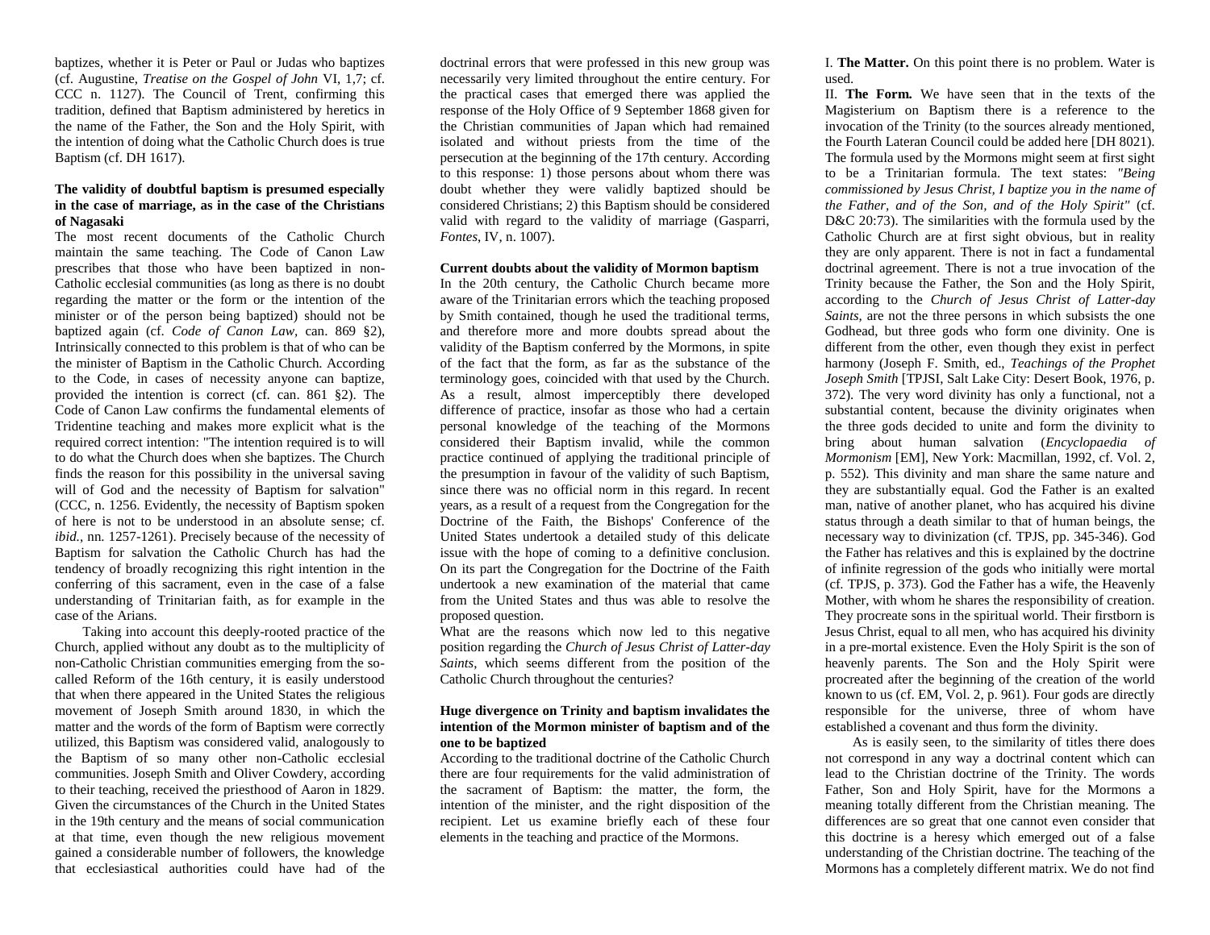baptizes, whether it is Peter or Paul or Judas who baptizes (cf. Augustine, *Treatise on the Gospel of John* VI, 1,7; cf. CCC n. 1127). The Council of Trent, confirming this tradition, defined that Baptism administered by heretics in the name of the Father, the Son and the Holy Spirit, with the intention of doing what the Catholic Church does is true Baptism (cf. DH 1617).

**The validity of doubtful baptism is presumed especially in the case of marriage, as in the case of the Christians of Nagasaki**

The most recent documents of the Catholic Church maintain the same teaching. The Code of Canon Law prescribes that those who have been baptized in non-Catholic ecclesial communities (as long as there is no doubt regarding the matter or the form or the intention of the minister or of the person being baptized) should not be baptized again (cf. *Code of Canon Law*, can. 869 §2), Intrinsically connected to this problem is that of who can be the minister of Baptism in the Catholic Church. According to the Code, in cases of necessity anyone can baptize, provided the intention is correct (cf. can. 861 §2). The Code of Canon Law confirms the fundamental elements of Tridentine teaching and makes more explicit what is the required correct intention: "The intention required is to will to do what the Church does when she baptizes. The Church finds the reason for this possibility in the universal saving will of God and the necessity of Baptism for salvation" (CCC, n. 1256. Evidently, the necessity of Baptism spoken of here is not to be understood in an absolute sense; cf. *ibid.*, nn. 1257-1261). Precisely because of the necessity of Baptism for salvation the Catholic Church has had the tendency of broadly recognizing this right intention in the conferring of this sacrament, even in the case of a false understanding of Trinitarian faith, as for example in the case of the Arians.

Taking into account this deeply-rooted practice of the Church, applied without any doubt as to the multiplicity of non-Catholic Christian communities emerging from the so-called Reform of the 16th century, it is easily understood that when there appeared in the United States the religious movement of Joseph Smith around 1830, in which the matter and the words of the form of Baptism were correctly utilized, this Baptism was considered valid, analogously to the Baptism of so many other non-Catholic ecclesial communities. Joseph Smith and Oliver Cowdery, according to their teaching, received the priesthood of Aaron in 1829. Given the circumstances of the Church in the United States in the 19th century and the means of social communication at that time, even though the new religious movement gained a considerable number of followers, the knowledge that ecclesiastical authorities could have had of the doctrinal errors that were professed in this new group was necessarily very limited throughout the entire century. For the practical cases that emerged there was applied the response of the Holy Office of 9 September 1868 given for the Christian communities of Japan which had remained isolated and without priests from the time of the persecution at the beginning of the 17th century. According to this response: 1) those persons about whom there was doubt whether they were validly baptized should be considered Christians; 2) this Baptism should be considered valid with regard to the validity of marriage (Gasparri, *Fontes*, IV, n. 1007).

**Current doubts about the validity of Mormon baptism**

In the 20th century, the Catholic Church became more aware of the Trinitarian errors which the teaching proposed by Smith contained, though he used the traditional terms, and therefore more and more doubts spread about the validity of the Baptism conferred by the Mormons, in spite of the fact that the form, as far as the substance of the terminology goes, coincided with that used by the Church. As a result, almost imperceptibly there developed difference of practice, insofar as those who had a certain personal knowledge of the teaching of the Mormons considered their Baptism invalid, while the common practice continued of applying the traditional principle of the presumption in favour of the validity of such Baptism, since there was no official norm in this regard. In recent years, as a result of a request from the Congregation for the Doctrine of the Faith, the Bishops' Conference of the United States undertook a detailed study of this delicate issue with the hope of coming to a definitive conclusion. On its part the Congregation for the Doctrine of the Faith undertook a new examination of the material that came from the United States and thus was able to resolve the proposed question.

What are the reasons which now led to this negative position regarding the *Church of Jesus Christ of Latter-day Saints*, which seems different from the position of the Catholic Church throughout the centuries?

**Huge divergence on Trinity and baptism invalidates the intention of the Mormon minister of baptism and of the one to be baptized**

According to the traditional doctrine of the Catholic Church there are four requirements for the valid administration of the sacrament of Baptism: the matter, the form, the intention of the minister, and the right disposition of the recipient. Let us examine briefly each of these four elements in the teaching and practice of the Mormons.

I. **The Matter.** On this point there is no problem. Water is used.

II. **The Form.** We have seen that in the texts of the Magisterium on Baptism there is a reference to the invocation of the Trinity (to the sources already mentioned, the Fourth Lateran Council could be added here [DH 8021). The formula used by the Mormons might seem at first sight to be a Trinitarian formula. The text states: *"Being commissioned by Jesus Christ, I baptize you in the name of the Father, and of the Son, and of the Holy Spirit"* (cf. D&C 20:73). The similarities with the formula used by the Catholic Church are at first sight obvious, but in reality they are only apparent. There is not in fact a fundamental doctrinal agreement. There is not a true invocation of the Trinity because the Father, the Son and the Holy Spirit, according to the *Church of Jesus Christ of Latter-day Saints*, are not the three persons in which subsists the one Godhead, but three gods who form one divinity. One is different from the other, even though they exist in perfect harmony (Joseph F. Smith, ed., *Teachings of the Prophet Joseph Smith* [TPJSI, Salt Lake City: Desert Book, 1976, p. 372). The very word divinity has only a functional, not a substantial content, because the divinity originates when the three gods decided to unite and form the divinity to bring about human salvation (*Encyclopaedia of Mormonism* [EM], New York: Macmillan, 1992, cf. Vol. 2, p. 552). This divinity and man share the same nature and they are substantially equal. God the Father is an exalted man, native of another planet, who has acquired his divine status through a death similar to that of human beings, the necessary way to divinization (cf. TPJS, pp. 345-346). God the Father has relatives and this is explained by the doctrine of infinite regression of the gods who initially were mortal (cf. TPJS, p. 373). God the Father has a wife, the Heavenly Mother, with whom he shares the responsibility of creation. They procreate sons in the spiritual world. Their firstborn is Jesus Christ, equal to all men, who has acquired his divinity in a pre-mortal existence. Even the Holy Spirit is the son of heavenly parents. The Son and the Holy Spirit were procreated after the beginning of the creation of the world known to us (cf. EM, Vol. 2, p. 961). Four gods are directly responsible for the universe, three of whom have established a covenant and thus form the divinity.

As is easily seen, to the similarity of titles there does not correspond in any way a doctrinal content which can lead to the Christian doctrine of the Trinity. The words Father, Son and Holy Spirit, have for the Mormons a meaning totally different from the Christian meaning. The differences are so great that one cannot even consider that this doctrine is a heresy which emerged out of a false understanding of the Christian doctrine. The teaching of the Mormons has a completely different matrix. We do not find